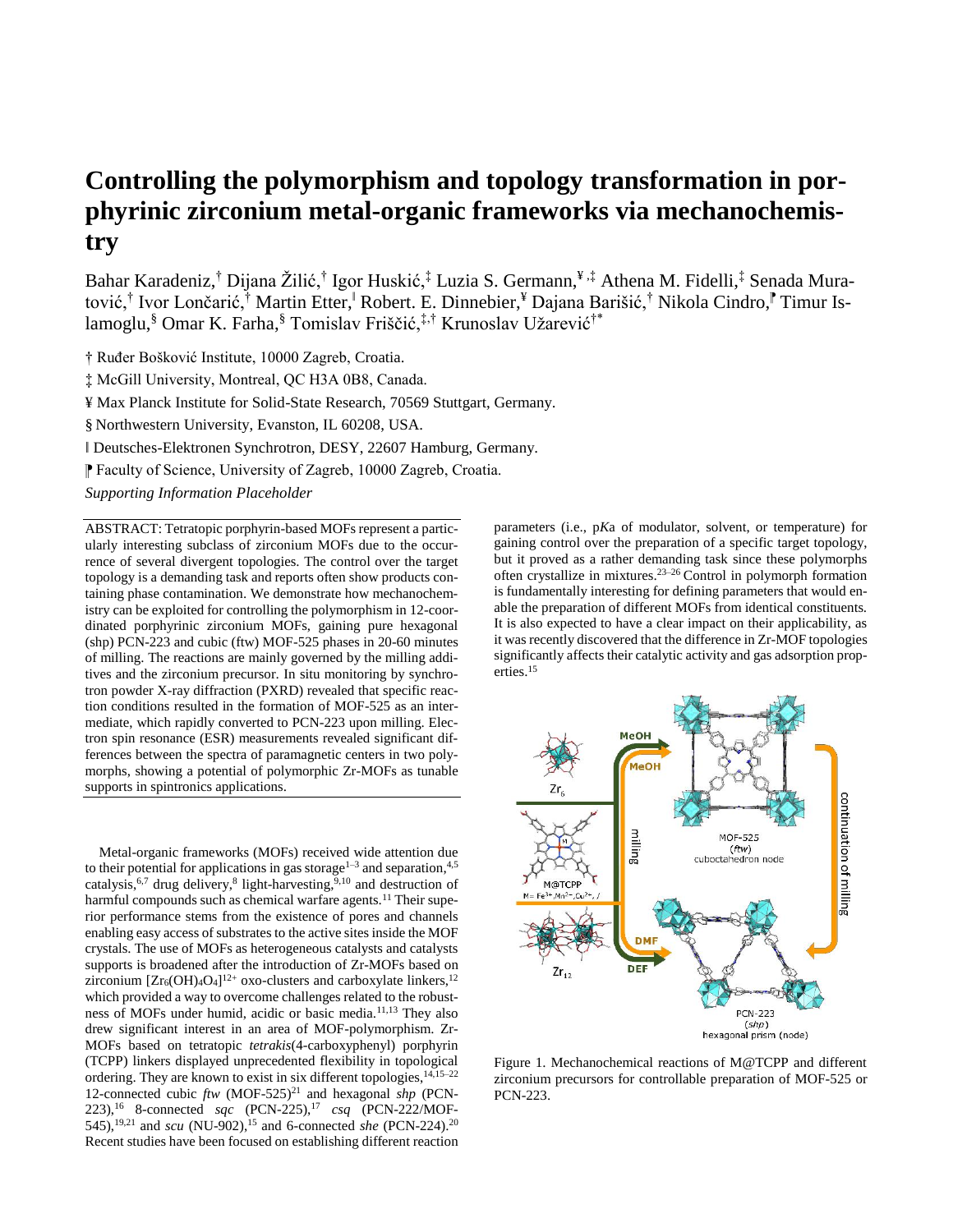# Controlling the polymorphism and topology transformation in porphyrinic zirconium metal-organic frameworks via mechanochemistry

Bahar Karadeniz,[†] Dijana Žilić,[†] Igor Huskić,[‡] Luzia S. Germann,[¥,‡] Athena M. Fidelli,[‡] Senada Muratović,[†] Ivor Lončarić,[†] Martin Etter,[‖] Robert. E. Dinnebier,[¥] Dajana Barišić,[†] Nikola Cindro,[⁋] Timur Islamoglu,[§] Omar K. Farha,[§] Tomislav Friščić,[‡,†] Krunoslav Užarević[†*]

† Ruđer Bošković Institute, 10000 Zagreb, Croatia.

‡ McGill University, Montreal, QC H3A 0B8, Canada.

¥ Max Planck Institute for Solid-State Research, 70569 Stuttgart, Germany.

§ Northwestern University, Evanston, IL 60208, USA.

‖ Deutsches-Elektronen Synchrotron, DESY, 22607 Hamburg, Germany.

⁋ Faculty of Science, University of Zagreb, 10000 Zagreb, Croatia.

*Supporting Information Placeholder*

ABSTRACT: Tetratopic porphyrin-based MOFs represent a particularly interesting subclass of zirconium MOFs due to the occurrence of several divergent topologies. The control over the target topology is a demanding task and reports often show products containing phase contamination. We demonstrate how mechanochemistry can be exploited for controlling the polymorphism in 12-coordinated porphyrinic zirconium MOFs, gaining pure hexagonal (shp) PCN-223 and cubic (ftw) MOF-525 phases in 20-60 minutes of milling. The reactions are mainly governed by the milling additives and the zirconium precursor. In situ monitoring by synchrotron powder X-ray diffraction (PXRD) revealed that specific reaction conditions resulted in the formation of MOF-525 as an intermediate, which rapidly converted to PCN-223 upon milling. Electron spin resonance (ESR) measurements revealed significant differences between the spectra of paramagnetic centers in two polymorphs, showing a potential of polymorphic Zr-MOFs as tunable supports in spintronics applications.

Metal-organic frameworks (MOFs) received wide attention due to their potential for applications in gas storage[1–3] and separation,[4,5] catalysis,[6,7] drug delivery,[8] light-harvesting,[9,10] and destruction of harmful compounds such as chemical warfare agents.[11] Their superior performance stems from the existence of pores and channels enabling easy access of substrates to the active sites inside the MOF crystals. The use of MOFs as heterogeneous catalysts and catalysts supports is broadened after the introduction of Zr-MOFs based on zirconium $[Zr_6(OH)_4O_4]^{12+}$ oxo-clusters and carboxylate linkers,[12] which provided a way to overcome challenges related to the robustness of MOFs under humid, acidic or basic media.[11,13] They also drew significant interest in an area of MOF-polymorphism. Zr-MOFs based on tetratopic *tetrakis*(4-carboxyphenyl) porphyrin (TCPP) linkers displayed unprecedented flexibility in topological ordering. They are known to exist in six different topologies,[14,15–22] 12-connected cubic *ftw* (MOF-525)[21] and hexagonal *shp* (PCN-223),[16] 8-connected *sqc* (PCN-225),[17] *csq* (PCN-222/MOF-545),[19,21] and *scu* (NU-902),[15] and 6-connected *she* (PCN-224).[20] Recent studies have been focused on establishing different reaction parameters (i.e., p*K*a of modulator, solvent, or temperature) for gaining control over the preparation of a specific target topology, but it proved as a rather demanding task since these polymorphs often crystallize in mixtures.[23–26] Control in polymorph formation is fundamentally interesting for defining parameters that would enable the preparation of different MOFs from identical constituents. It is also expected to have a clear impact on their applicability, as it was recently discovered that the difference in Zr-MOF topologies significantly affects their catalytic activity and gas adsorption properties.[15]

Figure 1. Mechanochemical reactions of M@TCPP and different zirconium precursors for controllable preparation of MOF-525 or PCN-223.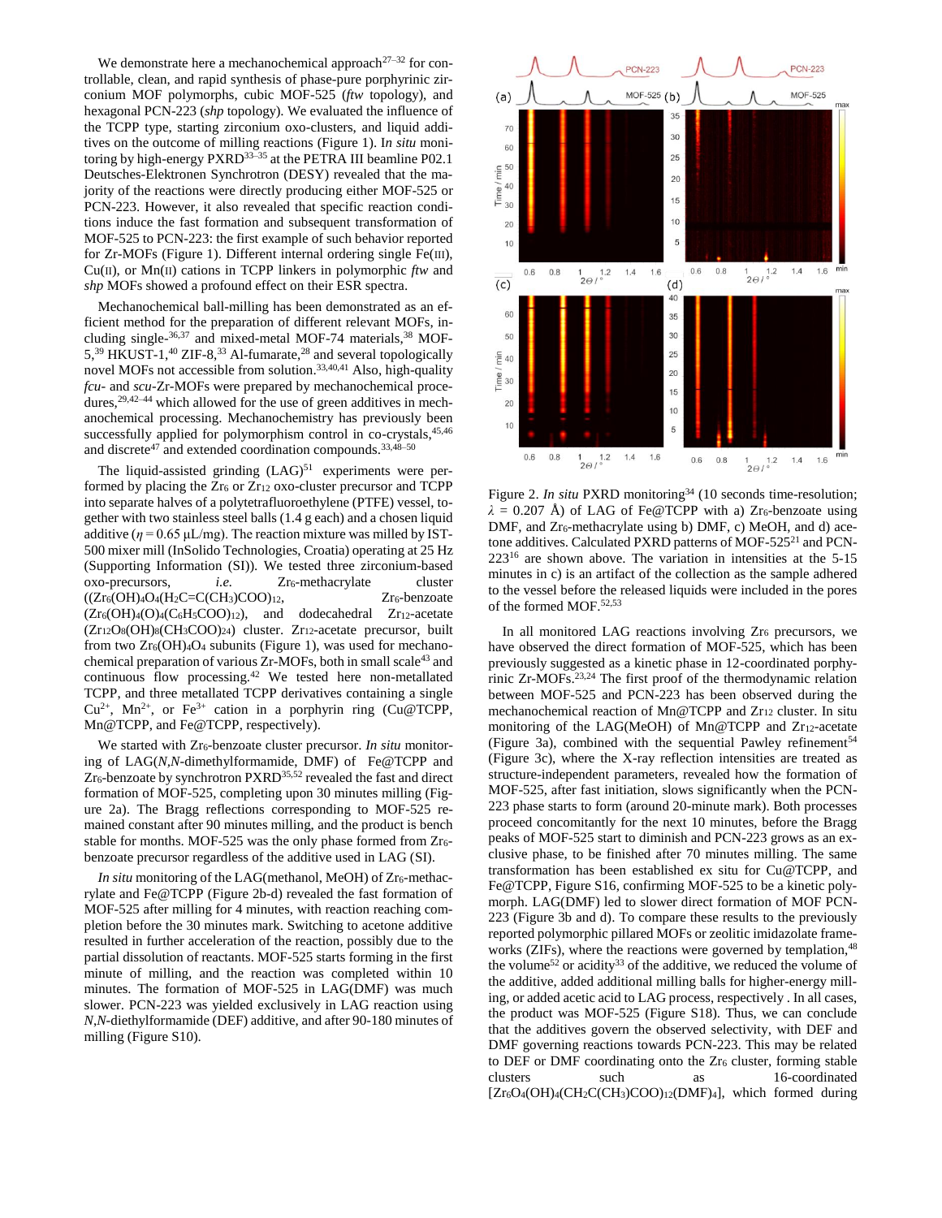We demonstrate here a mechanochemical approach[27–32] for controllable, clean, and rapid synthesis of phase-pure porphyrinic zirconium MOF polymorphs, cubic MOF-525 (*ftw* topology), and hexagonal PCN-223 (*shp* topology). We evaluated the influence of the TCPP type, starting zirconium oxo-clusters, and liquid additives on the outcome of milling reactions (Figure 1). I*n situ* monitoring by high-energy PXRD[33–35] at the PETRA III beamline P02.1 Deutsches-Elektronen Synchrotron (DESY) revealed that the majority of the reactions were directly producing either MOF-525 or PCN-223. However, it also revealed that specific reaction conditions induce the fast formation and subsequent transformation of MOF-525 to PCN-223: the first example of such behavior reported for Zr-MOFs (Figure 1). Different internal ordering single Fe(III), Cu(II), or Mn(II) cations in TCPP linkers in polymorphic *ftw* and *shp* MOFs showed a profound effect on their ESR spectra.

Mechanochemical ball-milling has been demonstrated as an efficient method for the preparation of different relevant MOFs, including single-[36,37] and mixed-metal MOF-74 materials,[38] MOF-5,[39] HKUST-1,[40] ZIF-8,[33] Al-fumarate,[28] and several topologically novel MOFs not accessible from solution.[33,40,41] Also, high-quality *fcu*- and *scu*-Zr-MOFs were prepared by mechanochemical procedures,[29,42–44] which allowed for the use of green additives in mechanochemical processing. Mechanochemistry has previously been successfully applied for polymorphism control in co-crystals,[45,46] and discrete[47] and extended coordination compounds.[33,48–50]

The liquid-assisted grinding (LAG)[51] experiments were performed by placing the $Zr_6$ or $Zr_{12}$ oxo-cluster precursor and TCPP into separate halves of a polytetrafluoroethylene (PTFE) vessel, together with two stainless steel balls (1.4 g each) and a chosen liquid additive ($\eta = 0.65$ µL/mg). The reaction mixture was milled by IST-500 mixer mill (InSolido Technologies, Croatia) operating at 25 Hz (Supporting Information (SI)). We tested three zirconium-based oxo-precursors, *i.e.* $Zr_6$-methacrylate cluster ($(Zr_6(OH)_4O_4(H_2C{=}C(CH_3)COO)_{12}$, $Zr_6$-benzoate ($Zr_6(OH)_4(O)_4(C_6H_5COO)_{12}$), and dodecahedral $Zr_{12}$-acetate ($Zr_{12}O_8(OH)_8(CH_3COO)_{24}$) cluster. $Zr_{12}$-acetate precursor, built from two $Zr_6(OH)_4O_4$ subunits (Figure 1), was used for mechanochemical preparation of various Zr-MOFs, both in small scale[43] and continuous flow processing.[42] We tested here non-metallated TCPP, and three metallated TCPP derivatives containing a single $Cu^{2+}$, $Mn^{2+}$, or $Fe^{3+}$ cation in a porphyrin ring (Cu@TCPP, Mn@TCPP, and Fe@TCPP, respectively).

We started with $Zr_6$-benzoate cluster precursor. *In situ* monitoring of LAG(*N*,*N*-dimethylformamide, DMF) of Fe@TCPP and $Zr_6$-benzoate by synchrotron PXRD[35,52] revealed the fast and direct formation of MOF-525, completing upon 30 minutes milling (Figure 2a). The Bragg reflections corresponding to MOF-525 remained constant after 90 minutes milling, and the product is bench stable for months. MOF-525 was the only phase formed from $Zr_6$-benzoate precursor regardless of the additive used in LAG (SI).

*In situ* monitoring of the LAG(methanol, MeOH) of $Zr_6$-methacrylate and Fe@TCPP (Figure 2b-d) revealed the fast formation of MOF-525 after milling for 4 minutes, with reaction reaching completion before the 30 minutes mark. Switching to acetone additive resulted in further acceleration of the reaction, possibly due to the partial dissolution of reactants. MOF-525 starts forming in the first minute of milling, and the reaction was completed within 10 minutes. The formation of MOF-525 in LAG(DMF) was much slower. PCN-223 was yielded exclusively in LAG reaction using *N*,*N*-diethylformamide (DEF) additive, and after 90-180 minutes of milling (Figure S10).

Figure 2. *In situ* PXRD monitoring[34] (10 seconds time-resolution; $\lambda$ = 0.207 Å) of LAG of Fe@TCPP with a) $Zr_6$-benzoate using DMF, and $Zr_6$-methacrylate using b) DMF, c) MeOH, and d) acetone additives. Calculated PXRD patterns of MOF-525[21] and PCN-223[16] are shown above. The variation in intensities at the 5-15 minutes in c) is an artifact of the collection as the sample adhered to the vessel before the released liquids were included in the pores of the formed MOF.[52,53]

In all monitored LAG reactions involving $Zr_6$ precursors, we have observed the direct formation of MOF-525, which has been previously suggested as a kinetic phase in 12-coordinated porphyrinic Zr-MOFs.[23,24] The first proof of the thermodynamic relation between MOF-525 and PCN-223 has been observed during the mechanochemical reaction of Mn@TCPP and $Zr_{12}$ cluster. In situ monitoring of the LAG(MeOH) of Mn@TCPP and $Zr_{12}$-acetate (Figure 3a), combined with the sequential Pawley refinement[54] (Figure 3c), where the X-ray reflection intensities are treated as structure-independent parameters, revealed how the formation of MOF-525, after fast initiation, slows significantly when the PCN-223 phase starts to form (around 20-minute mark). Both processes proceed concomitantly for the next 10 minutes, before the Bragg peaks of MOF-525 start to diminish and PCN-223 grows as an exclusive phase, to be finished after 70 minutes milling. The same transformation has been established ex situ for Cu@TCPP, and Fe@TCPP, Figure S16, confirming MOF-525 to be a kinetic polymorph. LAG(DMF) led to slower direct formation of MOF PCN-223 (Figure 3b and d). To compare these results to the previously reported polymorphic pillared MOFs or zeolitic imidazolate frameworks (ZIFs), where the reactions were governed by templation,[48] the volume[52] or acidity[33] of the additive, we reduced the volume of the additive, added additional milling balls for higher-energy milling, or added acetic acid to LAG process, respectively . In all cases, the product was MOF-525 (Figure S18). Thus, we can conclude that the additives govern the observed selectivity, with DEF and DMF governing reactions towards PCN-223. This may be related to DEF or DMF coordinating onto the $Zr_6$ cluster, forming stable clusters such as 16-coordinated $[Zr_6O_4(OH)_4(CH_2C(CH_3)COO)_{12}(DMF)_4]$, which formed during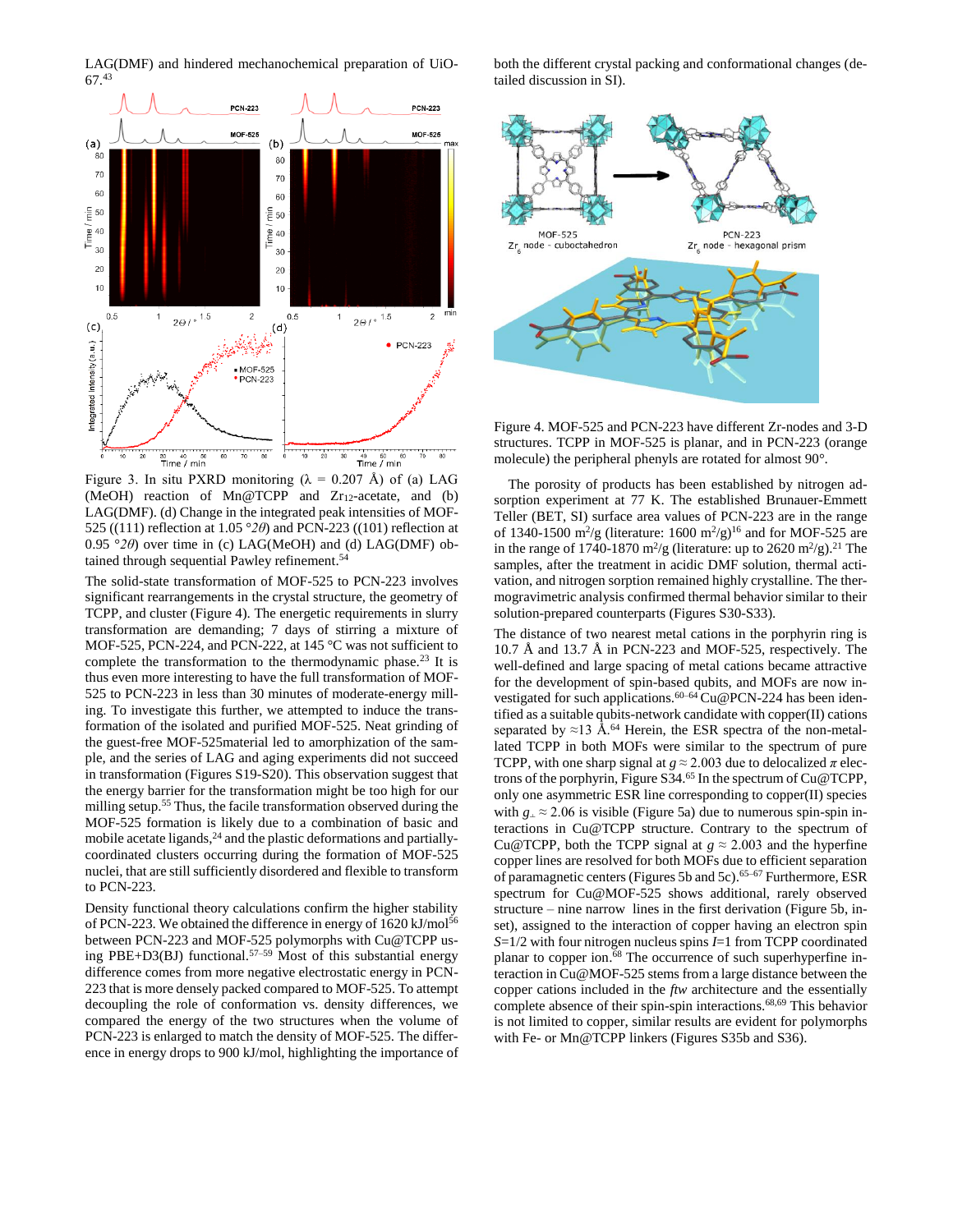LAG(DMF) and hindered mechanochemical preparation of UiO-67.[43]

Figure 3. In situ PXRD monitoring (λ = 0.207 Å) of (a) LAG (MeOH) reaction of Mn@TCPP and $Zr_{12}$-acetate, and (b) LAG(DMF). (d) Change in the integrated peak intensities of MOF-525 ((111) reflection at 1.05 °$2\theta$) and PCN-223 ((101) reflection at 0.95 °$2\theta$) over time in (c) LAG(MeOH) and (d) LAG(DMF) obtained through sequential Pawley refinement.[54]

The solid-state transformation of MOF-525 to PCN-223 involves significant rearrangements in the crystal structure, the geometry of TCPP, and cluster (Figure 4). The energetic requirements in slurry transformation are demanding; 7 days of stirring a mixture of MOF-525, PCN-224, and PCN-222, at 145 °C was not sufficient to complete the transformation to the thermodynamic phase.[23] It is thus even more interesting to have the full transformation of MOF-525 to PCN-223 in less than 30 minutes of moderate-energy milling. To investigate this further, we attempted to induce the transformation of the isolated and purified MOF-525. Neat grinding of the guest-free MOF-525material led to amorphization of the sample, and the series of LAG and aging experiments did not succeed in transformation (Figures S19-S20). This observation suggest that the energy barrier for the transformation might be too high for our milling setup.[55] Thus, the facile transformation observed during the MOF-525 formation is likely due to a combination of basic and mobile acetate ligands,[24] and the plastic deformations and partially-coordinated clusters occurring during the formation of MOF-525 nuclei, that are still sufficiently disordered and flexible to transform to PCN-223.

Density functional theory calculations confirm the higher stability of PCN-223. We obtained the difference in energy of 1620 kJ/mol[56] between PCN-223 and MOF-525 polymorphs with Cu@TCPP using PBE+D3(BJ) functional.[57–59] Most of this substantial energy difference comes from more negative electrostatic energy in PCN-223 that is more densely packed compared to MOF-525. To attempt decoupling the role of conformation vs. density differences, we compared the energy of the two structures when the volume of PCN-223 is enlarged to match the density of MOF-525. The difference in energy drops to 900 kJ/mol, highlighting the importance of both the different crystal packing and conformational changes (detailed discussion in SI).

Figure 4. MOF-525 and PCN-223 have different Zr-nodes and 3-D structures. TCPP in MOF-525 is planar, and in PCN-223 (orange molecule) the peripheral phenyls are rotated for almost 90°.

The porosity of products has been established by nitrogen adsorption experiment at 77 K. The established Brunauer-Emmett Teller (BET, SI) surface area values of PCN-223 are in the range of 1340-1500 $m^2/g$ (literature: 1600 $m^2/g$)[16] and for MOF-525 are in the range of 1740-1870 $m^2/g$ (literature: up to 2620 $m^2/g$).[21] The samples, after the treatment in acidic DMF solution, thermal activation, and nitrogen sorption remained highly crystalline. The thermogravimetric analysis confirmed thermal behavior similar to their solution-prepared counterparts (Figures S30-S33).

The distance of two nearest metal cations in the porphyrin ring is 10.7 Å and 13.7 Å in PCN-223 and MOF-525, respectively. The well-defined and large spacing of metal cations became attractive for the development of spin-based qubits, and MOFs are now investigated for such applications.[60–64] Cu@PCN-224 has been identified as a suitable qubits-network candidate with copper(II) cations separated by ≈13 Å.[64] Herein, the ESR spectra of the non-metallated TCPP in both MOFs were similar to the spectrum of pure TCPP, with one sharp signal at $g \approx 2.003$ due to delocalized $\pi$ electrons of the porphyrin, Figure S34.[65] In the spectrum of Cu@TCPP, only one asymmetric ESR line corresponding to copper(II) species with $g_{\perp} \approx 2.06$ is visible (Figure 5a) due to numerous spin-spin interactions in Cu@TCPP structure. Contrary to the spectrum of Cu@TCPP, both the TCPP signal at $g \approx 2.003$ and the hyperfine copper lines are resolved for both MOFs due to efficient separation of paramagnetic centers (Figures 5b and 5c).[65–67] Furthermore, ESR spectrum for Cu@MOF-525 shows additional, rarely observed structure – nine narrow lines in the first derivation (Figure 5b, inset), assigned to the interaction of copper having an electron spin $S$=1/2 with four nitrogen nucleus spins $I$=1 from TCPP coordinated planar to copper ion.[68] The occurrence of such superhyperfine interaction in Cu@MOF-525 stems from a large distance between the copper cations included in the *ftw* architecture and the essentially complete absence of their spin-spin interactions.[68,69] This behavior is not limited to copper, similar results are evident for polymorphs with Fe- or Mn@TCPP linkers (Figures S35b and S36).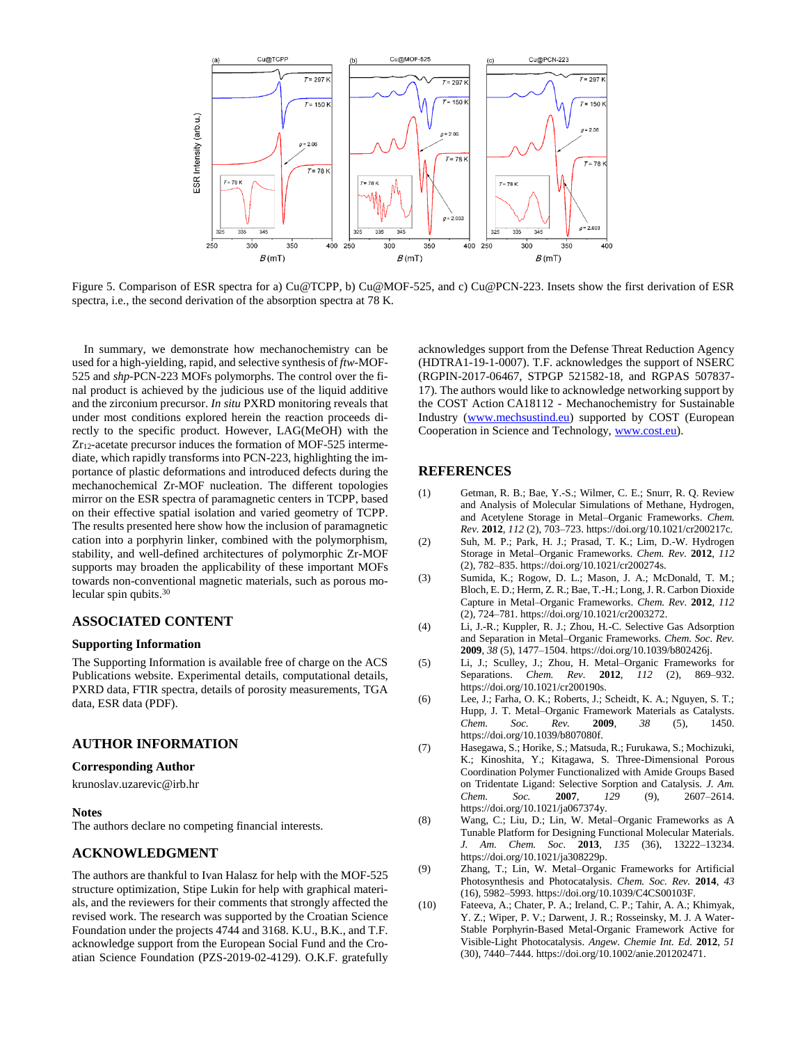Figure 5. Comparison of ESR spectra for a) Cu@TCPP, b) Cu@MOF-525, and c) Cu@PCN-223. Insets show the first derivation of ESR spectra, i.e., the second derivation of the absorption spectra at 78 K.

In summary, we demonstrate how mechanochemistry can be used for a high-yielding, rapid, and selective synthesis of *ftw*-MOF-525 and *shp*-PCN-223 MOFs polymorphs. The control over the final product is achieved by the judicious use of the liquid additive and the zirconium precursor. *In situ* PXRD monitoring reveals that under most conditions explored herein the reaction proceeds directly to the specific product. However, LAG(MeOH) with the $Zr_{12}$-acetate precursor induces the formation of MOF-525 intermediate, which rapidly transforms into PCN-223, highlighting the importance of plastic deformations and introduced defects during the mechanochemical Zr-MOF nucleation. The different topologies mirror on the ESR spectra of paramagnetic centers in TCPP, based on their effective spatial isolation and varied geometry of TCPP. The results presented here show how the inclusion of paramagnetic cation into a porphyrin linker, combined with the polymorphism, stability, and well-defined architectures of polymorphic Zr-MOF supports may broaden the applicability of these important MOFs towards non-conventional magnetic materials, such as porous molecular spin qubits.[30]

## ASSOCIATED CONTENT

### Supporting Information

The Supporting Information is available free of charge on the ACS Publications website. Experimental details, computational details, PXRD data, FTIR spectra, details of porosity measurements, TGA data, ESR data (PDF).

## AUTHOR INFORMATION

### Corresponding Author

krunoslav.uzarevic@irb.hr

### Notes

The authors declare no competing financial interests.

## ACKNOWLEDGMENT

The authors are thankful to Ivan Halasz for help with the MOF-525 structure optimization, Stipe Lukin for help with graphical materials, and the reviewers for their comments that strongly affected the revised work. The research was supported by the Croatian Science Foundation under the projects 4744 and 3168. K.U., B.K., and T.F. acknowledge support from the European Social Fund and the Croatian Science Foundation (PZS-2019-02-4129). O.K.F. gratefully acknowledges support from the Defense Threat Reduction Agency (HDTRA1-19-1-0007). T.F. acknowledges the support of NSERC (RGPIN-2017-06467, STPGP 521582-18, and RGPAS 507837-17). The authors would like to acknowledge networking support by the COST Action CA18112 - Mechanochemistry for Sustainable Industry (www.mechsustind.eu) supported by COST (European Cooperation in Science and Technology, www.cost.eu).

## REFERENCES

(1) Getman, R. B.; Bae, Y.-S.; Wilmer, C. E.; Snurr, R. Q. Review and Analysis of Molecular Simulations of Methane, Hydrogen, and Acetylene Storage in Metal–Organic Frameworks. *Chem. Rev.* **2012**, *112* (2), 703–723. https://doi.org/10.1021/cr200217c.

(2) Suh, M. P.; Park, H. J.; Prasad, T. K.; Lim, D.-W. Hydrogen Storage in Metal–Organic Frameworks. *Chem. Rev.* **2012**, *112* (2), 782–835. https://doi.org/10.1021/cr200274s.

(3) Sumida, K.; Rogow, D. L.; Mason, J. A.; McDonald, T. M.; Bloch, E. D.; Herm, Z. R.; Bae, T.-H.; Long, J. R. Carbon Dioxide Capture in Metal–Organic Frameworks. *Chem. Rev.* **2012**, *112* (2), 724–781. https://doi.org/10.1021/cr2003272.

(4) Li, J.-R.; Kuppler, R. J.; Zhou, H.-C. Selective Gas Adsorption and Separation in Metal–Organic Frameworks. *Chem. Soc. Rev.* **2009**, *38* (5), 1477–1504. https://doi.org/10.1039/b802426j.

(5) Li, J.; Sculley, J.; Zhou, H. Metal–Organic Frameworks for Separations. *Chem. Rev.* **2012**, *112* (2), 869–932. https://doi.org/10.1021/cr200190s.

(6) Lee, J.; Farha, O. K.; Roberts, J.; Scheidt, K. A.; Nguyen, S. T.; Hupp, J. T. Metal–Organic Framework Materials as Catalysts. *Chem. Soc. Rev.* **2009**, *38* (5), 1450. https://doi.org/10.1039/b807080f.

(7) Hasegawa, S.; Horike, S.; Matsuda, R.; Furukawa, S.; Mochizuki, K.; Kinoshita, Y.; Kitagawa, S. Three-Dimensional Porous Coordination Polymer Functionalized with Amide Groups Based on Tridentate Ligand: Selective Sorption and Catalysis. *J. Am. Chem. Soc.* **2007**, *129* (9), 2607–2614. https://doi.org/10.1021/ja067374y.

(8) Wang, C.; Liu, D.; Lin, W. Metal–Organic Frameworks as A Tunable Platform for Designing Functional Molecular Materials. *J. Am. Chem. Soc.* **2013**, *135* (36), 13222–13234. https://doi.org/10.1021/ja308229p.

(9) Zhang, T.; Lin, W. Metal–Organic Frameworks for Artificial Photosynthesis and Photocatalysis. *Chem. Soc. Rev.* **2014**, *43* (16), 5982–5993. https://doi.org/10.1039/C4CS00103F.

(10) Fateeva, A.; Chater, P. A.; Ireland, C. P.; Tahir, A. A.; Khimyak, Y. Z.; Wiper, P. V.; Darwent, J. R.; Rosseinsky, M. J. A Water-Stable Porphyrin-Based Metal-Organic Framework Active for Visible-Light Photocatalysis. *Angew. Chemie Int. Ed.* **2012**, *51* (30), 7440–7444. https://doi.org/10.1002/anie.201202471.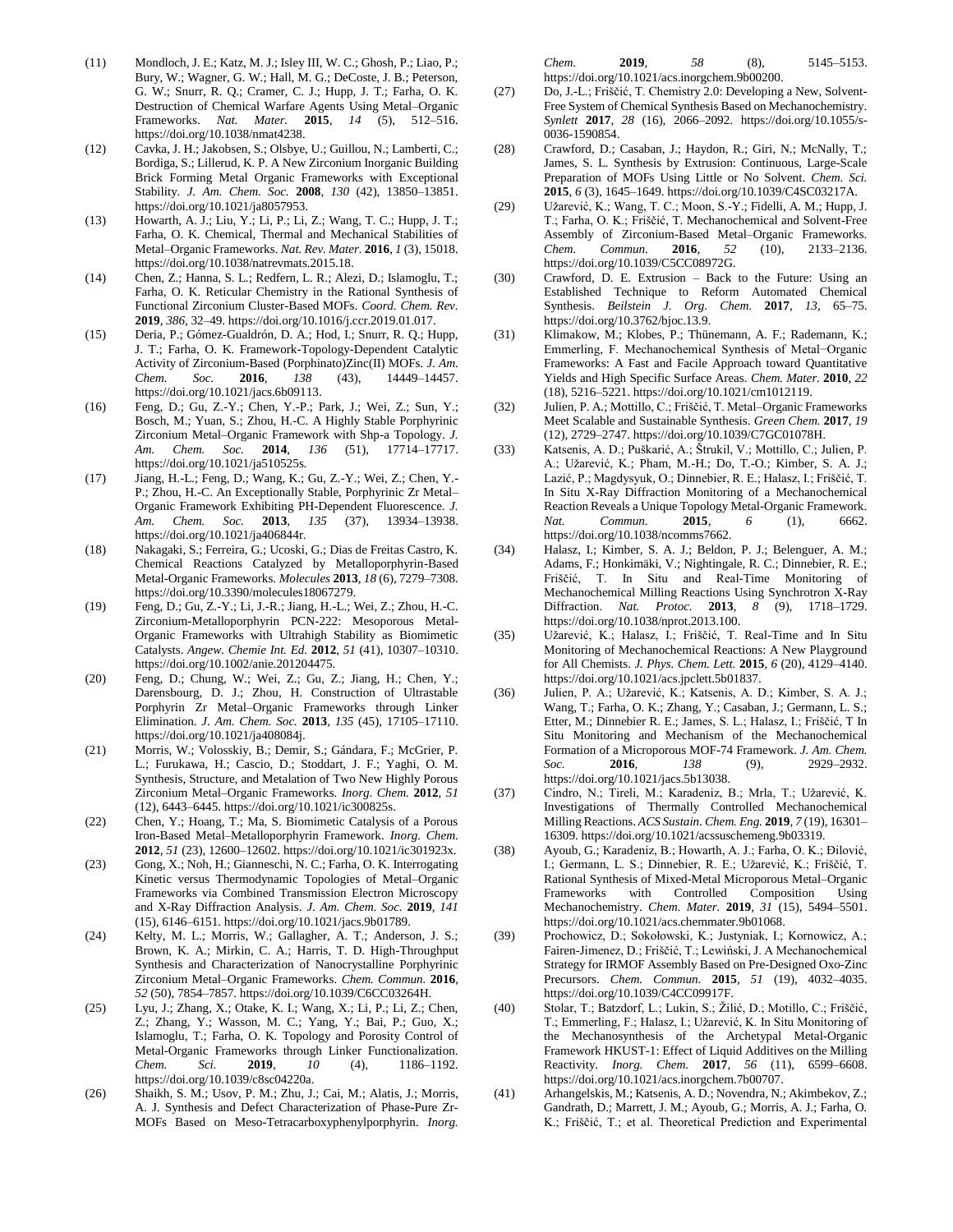(11) Mondloch, J. E.; Katz, M. J.; Isley III, W. C.; Ghosh, P.; Liao, P.; Bury, W.; Wagner, G. W.; Hall, M. G.; DeCoste, J. B.; Peterson, G. W.; Snurr, R. Q.; Cramer, C. J.; Hupp, J. T.; Farha, O. K. Destruction of Chemical Warfare Agents Using Metal–Organic Frameworks. *Nat. Mater.* **2015**, *14* (5), 512–516. https://doi.org/10.1038/nmat4238.

(12) Cavka, J. H.; Jakobsen, S.; Olsbye, U.; Guillou, N.; Lamberti, C.; Bordiga, S.; Lillerud, K. P. A New Zirconium Inorganic Building Brick Forming Metal Organic Frameworks with Exceptional Stability. *J. Am. Chem. Soc.* **2008**, *130* (42), 13850–13851. https://doi.org/10.1021/ja8057953.

(13) Howarth, A. J.; Liu, Y.; Li, P.; Li, Z.; Wang, T. C.; Hupp, J. T.; Farha, O. K. Chemical, Thermal and Mechanical Stabilities of Metal–Organic Frameworks. *Nat. Rev. Mater.* **2016**, *1* (3), 15018. https://doi.org/10.1038/natrevmats.2015.18.

(14) Chen, Z.; Hanna, S. L.; Redfern, L. R.; Alezi, D.; Islamoglu, T.; Farha, O. K. Reticular Chemistry in the Rational Synthesis of Functional Zirconium Cluster-Based MOFs. *Coord. Chem. Rev.* **2019**, *386*, 32–49. https://doi.org/10.1016/j.ccr.2019.01.017.

(15) Deria, P.; Gómez-Gualdrón, D. A.; Hod, I.; Snurr, R. Q.; Hupp, J. T.; Farha, O. K. Framework-Topology-Dependent Catalytic Activity of Zirconium-Based (Porphinato)Zinc(II) MOFs. *J. Am. Chem. Soc.* **2016**, *138* (43), 14449–14457. https://doi.org/10.1021/jacs.6b09113.

(16) Feng, D.; Gu, Z.-Y.; Chen, Y.-P.; Park, J.; Wei, Z.; Sun, Y.; Bosch, M.; Yuan, S.; Zhou, H.-C. A Highly Stable Porphyrinic Zirconium Metal–Organic Framework with Shp-a Topology. *J. Am. Chem. Soc.* **2014**, *136* (51), 17714–17717. https://doi.org/10.1021/ja510525s.

(17) Jiang, H.-L.; Feng, D.; Wang, K.; Gu, Z.-Y.; Wei, Z.; Chen, Y.-P.; Zhou, H.-C. An Exceptionally Stable, Porphyrinic Zr Metal–Organic Framework Exhibiting PH-Dependent Fluorescence. *J. Am. Chem. Soc.* **2013**, *135* (37), 13934–13938. https://doi.org/10.1021/ja406844r.

(18) Nakagaki, S.; Ferreira, G.; Ucoski, G.; Dias de Freitas Castro, K. Chemical Reactions Catalyzed by Metalloporphyrin-Based Metal-Organic Frameworks. *Molecules* **2013**, *18* (6), 7279–7308. https://doi.org/10.3390/molecules18067279.

(19) Feng, D.; Gu, Z.-Y.; Li, J.-R.; Jiang, H.-L.; Wei, Z.; Zhou, H.-C. Zirconium-Metalloporphyrin PCN-222: Mesoporous Metal-Organic Frameworks with Ultrahigh Stability as Biomimetic Catalysts. *Angew. Chemie Int. Ed.* **2012**, *51* (41), 10307–10310. https://doi.org/10.1002/anie.201204475.

(20) Feng, D.; Chung, W.; Wei, Z.; Gu, Z.; Jiang, H.; Chen, Y.; Darensbourg, D. J.; Zhou, H. Construction of Ultrastable Porphyrin Zr Metal–Organic Frameworks through Linker Elimination. *J. Am. Chem. Soc.* **2013**, *135* (45), 17105–17110. https://doi.org/10.1021/ja408084j.

(21) Morris, W.; Volosskiy, B.; Demir, S.; Gándara, F.; McGrier, P. L.; Furukawa, H.; Cascio, D.; Stoddart, J. F.; Yaghi, O. M. Synthesis, Structure, and Metalation of Two New Highly Porous Zirconium Metal–Organic Frameworks. *Inorg. Chem.* **2012**, *51* (12), 6443–6445. https://doi.org/10.1021/ic300825s.

(22) Chen, Y.; Hoang, T.; Ma, S. Biomimetic Catalysis of a Porous Iron-Based Metal–Metalloporphyrin Framework. *Inorg. Chem.* **2012**, *51* (23), 12600–12602. https://doi.org/10.1021/ic301923x.

(23) Gong, X.; Noh, H.; Gianneschi, N. C.; Farha, O. K. Interrogating Kinetic versus Thermodynamic Topologies of Metal–Organic Frameworks via Combined Transmission Electron Microscopy and X-Ray Diffraction Analysis. *J. Am. Chem. Soc.* **2019**, *141* (15), 6146–6151. https://doi.org/10.1021/jacs.9b01789.

(24) Kelty, M. L.; Morris, W.; Gallagher, A. T.; Anderson, J. S.; Brown, K. A.; Mirkin, C. A.; Harris, T. D. High-Throughput Synthesis and Characterization of Nanocrystalline Porphyrinic Zirconium Metal–Organic Frameworks. *Chem. Commun.* **2016**, *52* (50), 7854–7857. https://doi.org/10.1039/C6CC03264H.

(25) Lyu, J.; Zhang, X.; Otake, K. I.; Wang, X.; Li, P.; Li, Z.; Chen, Z.; Zhang, Y.; Wasson, M. C.; Yang, Y.; Bai, P.; Guo, X.; Islamoglu, T.; Farha, O. K. Topology and Porosity Control of Metal-Organic Frameworks through Linker Functionalization. *Chem. Sci.* **2019**, *10* (4), 1186–1192. https://doi.org/10.1039/c8sc04220a.

(26) Shaikh, S. M.; Usov, P. M.; Zhu, J.; Cai, M.; Alatis, J.; Morris, A. J. Synthesis and Defect Characterization of Phase-Pure Zr-MOFs Based on Meso-Tetracarboxyphenylporphyrin. *Inorg. Chem.* **2019**, *58* (8), 5145–5153. https://doi.org/10.1021/acs.inorgchem.9b00200.

(27) Do, J.-L.; Friščić, T. Chemistry 2.0: Developing a New, Solvent-Free System of Chemical Synthesis Based on Mechanochemistry. *Synlett* **2017**, *28* (16), 2066–2092. https://doi.org/10.1055/s-0036-1590854.

(28) Crawford, D.; Casaban, J.; Haydon, R.; Giri, N.; McNally, T.; James, S. L. Synthesis by Extrusion: Continuous, Large-Scale Preparation of MOFs Using Little or No Solvent. *Chem. Sci.* **2015**, *6* (3), 1645–1649. https://doi.org/10.1039/C4SC03217A.

(29) Užarević, K.; Wang, T. C.; Moon, S.-Y.; Fidelli, A. M.; Hupp, J. T.; Farha, O. K.; Friščić, T. Mechanochemical and Solvent-Free Assembly of Zirconium-Based Metal–Organic Frameworks. *Chem. Commun.* **2016**, *52* (10), 2133–2136. https://doi.org/10.1039/C5CC08972G.

(30) Crawford, D. E. Extrusion – Back to the Future: Using an Established Technique to Reform Automated Chemical Synthesis. *Beilstein J. Org. Chem.* **2017**, *13*, 65–75. https://doi.org/10.3762/bjoc.13.9.

(31) Klimakow, M.; Klobes, P.; Thünemann, A. F.; Rademann, K.; Emmerling, F. Mechanochemical Synthesis of Metal−Organic Frameworks: A Fast and Facile Approach toward Quantitative Yields and High Specific Surface Areas. *Chem. Mater.* **2010**, *22* (18), 5216–5221. https://doi.org/10.1021/cm1012119.

(32) Julien, P. A.; Mottillo, C.; Friščić, T. Metal–Organic Frameworks Meet Scalable and Sustainable Synthesis. *Green Chem.* **2017**, *19* (12), 2729–2747. https://doi.org/10.1039/C7GC01078H.

(33) Katsenis, A. D.; Puškarić, A.; Štrukil, V.; Mottillo, C.; Julien, P. A.; Užarević, K.; Pham, M.-H.; Do, T.-O.; Kimber, S. A. J.; Lazić, P.; Magdysyuk, O.; Dinnebier, R. E.; Halasz, I.; Friščić, T. In Situ X-Ray Diffraction Monitoring of a Mechanochemical Reaction Reveals a Unique Topology Metal-Organic Framework. *Nat. Commun.* **2015**, *6* (1), 6662. https://doi.org/10.1038/ncomms7662.

(34) Halasz, I.; Kimber, S. A. J.; Beldon, P. J.; Belenguer, A. M.; Adams, F.; Honkimäki, V.; Nightingale, R. C.; Dinnebier, R. E.; Friščić, T. In Situ and Real-Time Monitoring of Mechanochemical Milling Reactions Using Synchrotron X-Ray Diffraction. *Nat. Protoc.* **2013**, *8* (9), 1718–1729. https://doi.org/10.1038/nprot.2013.100.

(35) Užarević, K.; Halasz, I.; Friščić, T. Real-Time and In Situ Monitoring of Mechanochemical Reactions: A New Playground for All Chemists. *J. Phys. Chem. Lett.* **2015**, *6* (20), 4129–4140. https://doi.org/10.1021/acs.jpclett.5b01837.

(36) Julien, P. A.; Užarević, K.; Katsenis, A. D.; Kimber, S. A. J.; Wang, T.; Farha, O. K.; Zhang, Y.; Casaban, J.; Germann, L. S.; Etter, M.; Dinnebier R. E.; James, S. L.; Halasz, I.; Friščić, T In Situ Monitoring and Mechanism of the Mechanochemical Formation of a Microporous MOF-74 Framework. *J. Am. Chem. Soc.* **2016**, *138* (9), 2929–2932. https://doi.org/10.1021/jacs.5b13038.

(37) Cindro, N.; Tireli, M.; Karadeniz, B.; Mrla, T.; Užarević, K. Investigations of Thermally Controlled Mechanochemical Milling Reactions. *ACS Sustain. Chem. Eng.* **2019**, *7* (19), 16301–16309. https://doi.org/10.1021/acssuschemeng.9b03319.

(38) Ayoub, G.; Karadeniz, B.; Howarth, A. J.; Farha, O. K.; Đilović, I.; Germann, L. S.; Dinnebier, R. E.; Užarević, K.; Friščić, T. Rational Synthesis of Mixed-Metal Microporous Metal–Organic Frameworks with Controlled Composition Using Mechanochemistry. *Chem. Mater.* **2019**, *31* (15), 5494–5501. https://doi.org/10.1021/acs.chemmater.9b01068.

(39) Prochowicz, D.; Sokołowski, K.; Justyniak, I.; Kornowicz, A.; Fairen-Jimenez, D.; Friščić, T.; Lewiński, J. A Mechanochemical Strategy for IRMOF Assembly Based on Pre-Designed Oxo-Zinc Precursors. *Chem. Commun.* **2015**, *51* (19), 4032–4035. https://doi.org/10.1039/C4CC09917F.

(40) Stolar, T.; Batzdorf, L.; Lukin, S.; Žilić, D.; Motillo, C.; Friščić, T.; Emmerling, F.; Halasz, I.; Užarević, K. In Situ Monitoring of the Mechanosynthesis of the Archetypal Metal-Organic Framework HKUST-1: Effect of Liquid Additives on the Milling Reactivity. *Inorg. Chem.* **2017**, *56* (11), 6599–6608. https://doi.org/10.1021/acs.inorgchem.7b00707.

(41) Arhangelskis, M.; Katsenis, A. D.; Novendra, N.; Akimbekov, Z.; Gandrath, D.; Marrett, J. M.; Ayoub, G.; Morris, A. J.; Farha, O. K.; Friščić, T.; et al. Theoretical Prediction and Experimental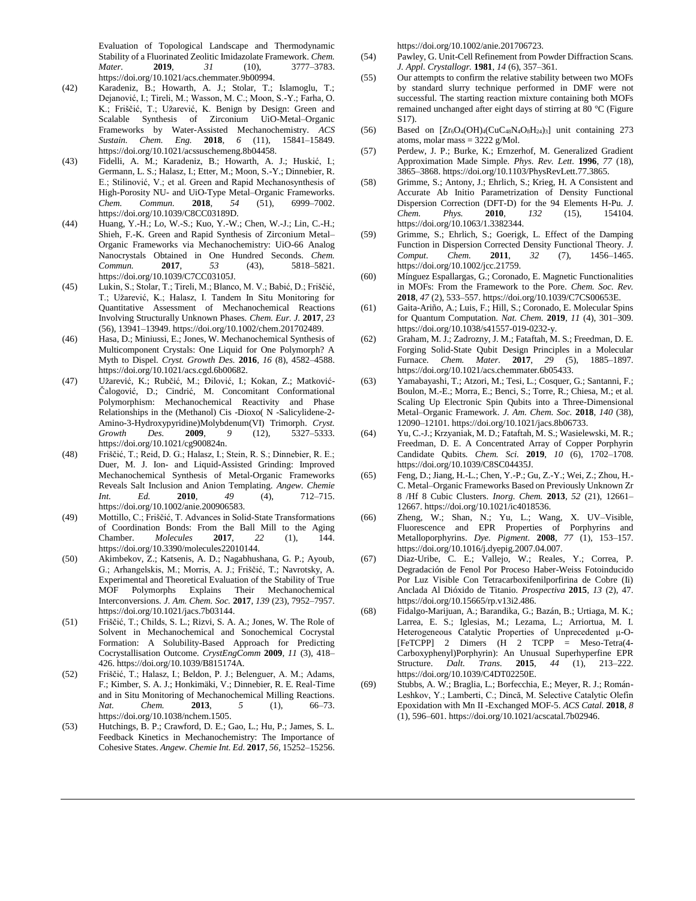Evaluation of Topological Landscape and Thermodynamic Stability of a Fluorinated Zeolitic Imidazolate Framework. *Chem. Mater.* **2019**, *31* (10), 3777–3783. https://doi.org/10.1021/acs.chemmater.9b00994.

(42) Karadeniz, B.; Howarth, A. J.; Stolar, T.; Islamoglu, T.; Dejanović, I.; Tireli, M.; Wasson, M. C.; Moon, S.-Y.; Farha, O. K.; Friščić, T.; Užarević, K. Benign by Design: Green and Scalable Synthesis of Zirconium UiO-Metal–Organic Frameworks by Water-Assisted Mechanochemistry. *ACS Sustain. Chem. Eng.* **2018**, *6* (11), 15841–15849. https://doi.org/10.1021/acssuschemeng.8b04458.

(43) Fidelli, A. M.; Karadeniz, B.; Howarth, A. J.; Huskić, I.; Germann, L. S.; Halasz, I.; Etter, M.; Moon, S.-Y.; Dinnebier, R. E.; Stilinović, V.; et al. Green and Rapid Mechanosynthesis of High-Porosity NU- and UiO-Type Metal–Organic Frameworks. *Chem. Commun.* **2018**, *54* (51), 6999–7002. https://doi.org/10.1039/C8CC03189D.

(44) Huang, Y.-H.; Lo, W.-S.; Kuo, Y.-W.; Chen, W.-J.; Lin, C.-H.; Shieh, F.-K. Green and Rapid Synthesis of Zirconium Metal–Organic Frameworks via Mechanochemistry: UiO-66 Analog Nanocrystals Obtained in One Hundred Seconds. *Chem. Commun.* **2017**, *53* (43), 5818–5821. https://doi.org/10.1039/C7CC03105J.

(45) Lukin, S.; Stolar, T.; Tireli, M.; Blanco, M. V.; Babić, D.; Friščić, T.; Užarević, K.; Halasz, I. Tandem In Situ Monitoring for Quantitative Assessment of Mechanochemical Reactions Involving Structurally Unknown Phases. *Chem. Eur. J.* **2017**, *23* (56), 13941–13949. https://doi.org/10.1002/chem.201702489.

(46) Hasa, D.; Miniussi, E.; Jones, W. Mechanochemical Synthesis of Multicomponent Crystals: One Liquid for One Polymorph? A Myth to Dispel. *Cryst. Growth Des.* **2016**, *16* (8), 4582–4588. https://doi.org/10.1021/acs.cgd.6b00682.

(47) Užarević, K.; Rubčić, M.; Đilović, I.; Kokan, Z.; Matković-Čalogović, D.; Cindrić, M. Concomitant Conformational Polymorphism: Mechanochemical Reactivity and Phase Relationships in the (Methanol) Cis -Dioxo( N -Salicylidene-2-Amino-3-Hydroxypyridine)Molybdenum(VI) Trimorph. *Cryst. Growth Des.* **2009**, *9* (12), 5327–5333. https://doi.org/10.1021/cg900824n.

(48) Friščić, T.; Reid, D. G.; Halasz, I.; Stein, R. S.; Dinnebier, R. E.; Duer, M. J. Ion- and Liquid-Assisted Grinding: Improved Mechanochemical Synthesis of Metal-Organic Frameworks Reveals Salt Inclusion and Anion Templating. *Angew. Chemie Int. Ed.* **2010**, *49* (4), 712–715. https://doi.org/10.1002/anie.200906583.

(49) Mottillo, C.; Friščić, T. Advances in Solid-State Transformations of Coordination Bonds: From the Ball Mill to the Aging Chamber. *Molecules* **2017**, *22* (1), 144. https://doi.org/10.3390/molecules22010144.

(50) Akimbekov, Z.; Katsenis, A. D.; Nagabhushana, G. P.; Ayoub, G.; Arhangelskis, M.; Morris, A. J.; Friščić, T.; Navrotsky, A. Experimental and Theoretical Evaluation of the Stability of True MOF Polymorphs Explains Their Mechanochemical Interconversions. *J. Am. Chem. Soc.* **2017**, *139* (23), 7952–7957. https://doi.org/10.1021/jacs.7b03144.

(51) Friščić, T.; Childs, S. L.; Rizvi, S. A. A.; Jones, W. The Role of Solvent in Mechanochemical and Sonochemical Cocrystal Formation: A Solubility-Based Approach for Predicting Cocrystallisation Outcome. *CrystEngComm* **2009**, *11* (3), 418–426. https://doi.org/10.1039/B815174A.

(52) Friščić, T.; Halasz, I.; Beldon, P. J.; Belenguer, A. M.; Adams, F.; Kimber, S. A. J.; Honkimäki, V.; Dinnebier, R. E. Real-Time and in Situ Monitoring of Mechanochemical Milling Reactions. *Nat. Chem.* **2013**, *5* (1), 66–73. https://doi.org/10.1038/nchem.1505.

(53) Hutchings, B. P.; Crawford, D. E.; Gao, L.; Hu, P.; James, S. L. Feedback Kinetics in Mechanochemistry: The Importance of Cohesive States. *Angew. Chemie Int. Ed.* **2017**, *56*, 15252–15256. https://doi.org/10.1002/anie.201706723.

(54) Pawley, G. Unit-Cell Refinement from Powder Diffraction Scans. *J. Appl. Crystallogr.* **1981**, *14* (6), 357–361.

(55) Our attempts to confirm the relative stability between two MOFs by standard slurry technique performed in DMF were not successful. The starting reaction mixture containing both MOFs remained unchanged after eight days of stirring at 80 °C (Figure S17).

(56) Based on $[Zr_6O_4(OH)_4(CuC_{48}N_4O_8H_{24})_3]$ unit containing 273 atoms, molar mass = 3222 g/Mol.

(57) Perdew, J. P.; Burke, K.; Ernzerhof, M. Generalized Gradient Approximation Made Simple. *Phys. Rev. Lett.* **1996**, *77* (18), 3865–3868. https://doi.org/10.1103/PhysRevLett.77.3865.

(58) Grimme, S.; Antony, J.; Ehrlich, S.; Krieg, H. A Consistent and Accurate Ab Initio Parametrization of Density Functional Dispersion Correction (DFT-D) for the 94 Elements H-Pu. *J. Chem. Phys.* **2010**, *132* (15), 154104. https://doi.org/10.1063/1.3382344.

(59) Grimme, S.; Ehrlich, S.; Goerigk, L. Effect of the Damping Function in Dispersion Corrected Density Functional Theory. *J. Comput. Chem.* **2011**, *32* (7), 1456–1465. https://doi.org/10.1002/jcc.21759.

(60) Mínguez Espallargas, G.; Coronado, E. Magnetic Functionalities in MOFs: From the Framework to the Pore. *Chem. Soc. Rev.* **2018**, *47* (2), 533–557. https://doi.org/10.1039/C7CS00653E.

(61) Gaita-Ariño, A.; Luis, F.; Hill, S.; Coronado, E. Molecular Spins for Quantum Computation. *Nat. Chem.* **2019**, *11* (4), 301–309. https://doi.org/10.1038/s41557-019-0232-y.

(62) Graham, M. J.; Zadrozny, J. M.; Fataftah, M. S.; Freedman, D. E. Forging Solid-State Qubit Design Principles in a Molecular Furnace. *Chem. Mater.* **2017**, *29* (5), 1885–1897. https://doi.org/10.1021/acs.chemmater.6b05433.

(63) Yamabayashi, T.; Atzori, M.; Tesi, L.; Cosquer, G.; Santanni, F.; Boulon, M.-E.; Morra, E.; Benci, S.; Torre, R.; Chiesa, M.; et al. Scaling Up Electronic Spin Qubits into a Three-Dimensional Metal–Organic Framework. *J. Am. Chem. Soc.* **2018**, *140* (38), 12090–12101. https://doi.org/10.1021/jacs.8b06733.

(64) Yu, C.-J.; Krzyaniak, M. D.; Fataftah, M. S.; Wasielewski, M. R.; Freedman, D. E. A Concentrated Array of Copper Porphyrin Candidate Qubits. *Chem. Sci.* **2019**, *10* (6), 1702–1708. https://doi.org/10.1039/C8SC04435J.

(65) Feng, D.; Jiang, H.-L.; Chen, Y.-P.; Gu, Z.-Y.; Wei, Z.; Zhou, H.-C. Metal–Organic Frameworks Based on Previously Unknown Zr 8 /Hf 8 Cubic Clusters. *Inorg. Chem.* **2013**, *52* (21), 12661–12667. https://doi.org/10.1021/ic4018536.

(66) Zheng, W.; Shan, N.; Yu, L.; Wang, X. UV–Visible, Fluorescence and EPR Properties of Porphyrins and Metalloporphyrins. *Dye. Pigment.* **2008**, *77* (1), 153–157. https://doi.org/10.1016/j.dyepig.2007.04.007.

(67) Diaz-Uribe, C. E.; Vallejo, W.; Reales, Y.; Correa, P. Degradación de Fenol Por Proceso Haber-Weiss Fotoinducido Por Luz Visible Con Tetracarboxifenilporfirina de Cobre (Ii) Anclada Al Dióxido de Titanio. *Prospectiva* **2015**, *13* (2), 47. https://doi.org/10.15665/rp.v13i2.486.

(68) Fidalgo-Marijuan, A.; Barandika, G.; Bazán, B.; Urtiaga, M. K.; Larrea, E. S.; Iglesias, M.; Lezama, L.; Arriortua, M. I. Heterogeneous Catalytic Properties of Unprecedented μ-O-[FeTCPP] 2 Dimers (H 2 TCPP = Meso-Tetra(4-Carboxyphenyl)Porphyrin): An Unusual Superhyperfine EPR Structure. *Dalt. Trans.* **2015**, *44* (1), 213–222. https://doi.org/10.1039/C4DT02250E.

(69) Stubbs, A. W.; Braglia, L.; Borfecchia, E.; Meyer, R. J.; Román-Leshkov, Y.; Lamberti, C.; Dincă, M. Selective Catalytic Olefin Epoxidation with Mn II -Exchanged MOF-5. *ACS Catal.* **2018**, *8* (1), 596–601. https://doi.org/10.1021/acscatal.7b02946.